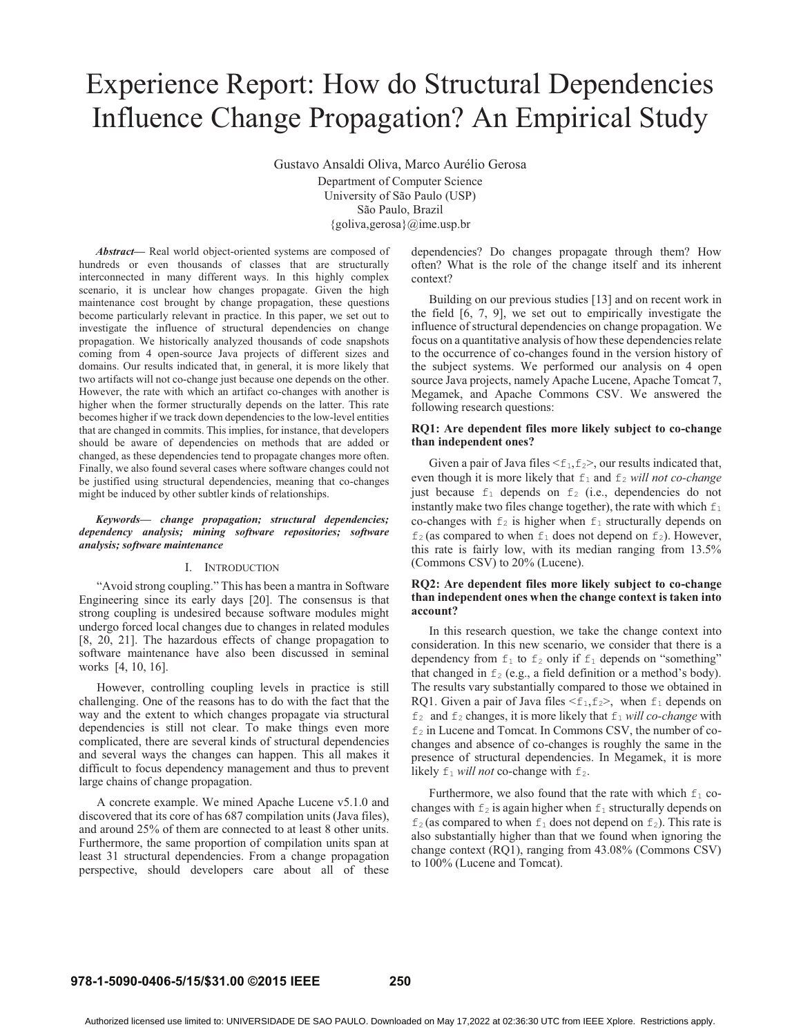# Experience Report: How do Structural Dependencies Influence Change Propagation? An Empirical Study

Gustavo Ansaldi Oliva, Marco Aurélio Gerosa
Department of Computer Science
University of São Paulo (USP)
São Paulo, Brazil
{goliva,gerosa}@ime.usp.br

***Abstract*— Real world object-oriented systems are composed of hundreds or even thousands of classes that are structurally interconnected in many different ways. In this highly complex scenario, it is unclear how changes propagate. Given the high maintenance cost brought by change propagation, these questions become particularly relevant in practice. In this paper, we set out to investigate the influence of structural dependencies on change propagation. We historically analyzed thousands of code snapshots coming from 4 open-source Java projects of different sizes and domains. Our results indicated that, in general, it is more likely that two artifacts will not co-change just because one depends on the other. However, the rate with which an artifact co-changes with another is higher when the former structurally depends on the latter. This rate becomes higher if we track down dependencies to the low-level entities that are changed in commits. This implies, for instance, that developers should be aware of dependencies on methods that are added or changed, as these dependencies tend to propagate changes more often. Finally, we also found several cases where software changes could not be justified using structural dependencies, meaning that co-changes might be induced by other subtler kinds of relationships.**

***Keywords*— *change propagation; structural dependencies; dependency analysis; mining software repositories; software analysis; software maintenance***

## I. Introduction

"Avoid strong coupling." This has been a mantra in Software Engineering since its early days [20]. The consensus is that strong coupling is undesired because software modules might undergo forced local changes due to changes in related modules [8, 20, 21]. The hazardous effects of change propagation to software maintenance have also been discussed in seminal works [4, 10, 16].

However, controlling coupling levels in practice is still challenging. One of the reasons has to do with the fact that the way and the extent to which changes propagate via structural dependencies is still not clear. To make things even more complicated, there are several kinds of structural dependencies and several ways the changes can happen. This all makes it difficult to focus dependency management and thus to prevent large chains of change propagation.

A concrete example. We mined Apache Lucene v5.1.0 and discovered that its core of has 687 compilation units (Java files), and around 25% of them are connected to at least 8 other units. Furthermore, the same proportion of compilation units span at least 31 structural dependencies. From a change propagation perspective, should developers care about all of these dependencies? Do changes propagate through them? How often? What is the role of the change itself and its inherent context?

Building on our previous studies [13] and on recent work in the field [6, 7, 9], we set out to empirically investigate the influence of structural dependencies on change propagation. We focus on a quantitative analysis of how these dependencies relate to the occurrence of co-changes found in the version history of the subject systems. We performed our analysis on 4 open source Java projects, namely Apache Lucene, Apache Tomcat 7, Megamek, and Apache Commons CSV. We answered the following research questions:

**RQ1: Are dependent files more likely subject to co-change than independent ones?**

Given a pair of Java files <$f_1$,$f_2$>, our results indicated that, even though it is more likely that $f_1$ and $f_2$ *will not co-change* just because $f_1$ depends on $f_2$ (i.e., dependencies do not instantly make two files change together), the rate with which $f_1$ co-changes with $f_2$ is higher when $f_1$ structurally depends on $f_2$ (as compared to when $f_1$ does not depend on $f_2$). However, this rate is fairly low, with its median ranging from 13.5% (Commons CSV) to 20% (Lucene).

**RQ2: Are dependent files more likely subject to co-change than independent ones when the change context is taken into account?**

In this research question, we take the change context into consideration. In this new scenario, we consider that there is a dependency from $f_1$ to $f_2$ only if $f_1$ depends on "something" that changed in $f_2$ (e.g., a field definition or a method's body). The results vary substantially compared to those we obtained in RQ1. Given a pair of Java files <$f_1$,$f_2$>, when $f_1$ depends on $f_2$ and $f_2$ changes, it is more likely that $f_1$ *will co-change* with $f_2$ in Lucene and Tomcat. In Commons CSV, the number of co-changes and absence of co-changes is roughly the same in the presence of structural dependencies. In Megamek, it is more likely $f_1$ *will not* co-change with $f_2$.

Furthermore, we also found that the rate with which $f_1$ co-changes with $f_2$ is again higher when $f_1$ structurally depends on $f_2$ (as compared to when $f_1$ does not depend on $f_2$). This rate is also substantially higher than that we found when ignoring the change context (RQ1), ranging from 43.08% (Commons CSV) to 100% (Lucene and Tomcat).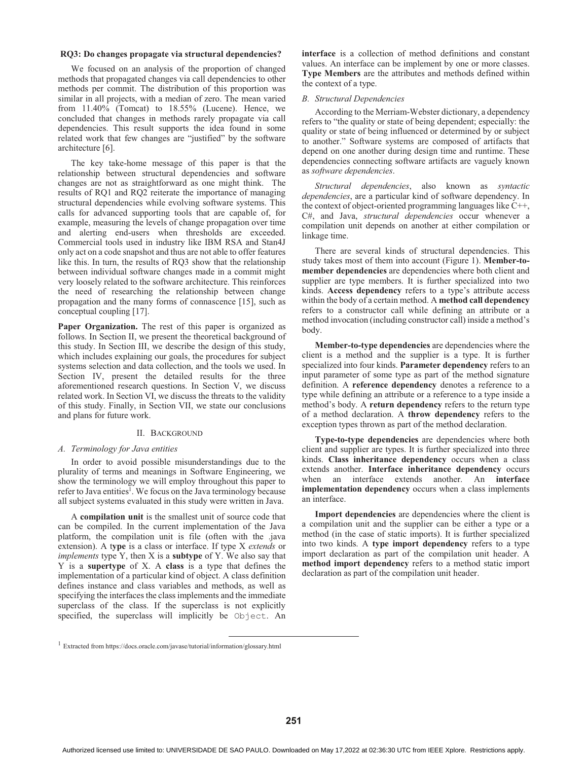**RQ3: Do changes propagate via structural dependencies?**

We focused on an analysis of the proportion of changed methods that propagated changes via call dependencies to other methods per commit. The distribution of this proportion was similar in all projects, with a median of zero. The mean varied from 11.40% (Tomcat) to 18.55% (Lucene). Hence, we concluded that changes in methods rarely propagate via call dependencies. This result supports the idea found in some related work that few changes are "justified" by the software architecture [6].

The key take-home message of this paper is that the relationship between structural dependencies and software changes are not as straightforward as one might think. The results of RQ1 and RQ2 reiterate the importance of managing structural dependencies while evolving software systems. This calls for advanced supporting tools that are capable of, for example, measuring the levels of change propagation over time and alerting end-users when thresholds are exceeded. Commercial tools used in industry like IBM RSA and Stan4J only act on a code snapshot and thus are not able to offer features like this. In turn, the results of RQ3 show that the relationship between individual software changes made in a commit might very loosely related to the software architecture. This reinforces the need of researching the relationship between change propagation and the many forms of connascence [15], such as conceptual coupling [17].

**Paper Organization.** The rest of this paper is organized as follows. In Section II, we present the theoretical background of this study. In Section III, we describe the design of this study, which includes explaining our goals, the procedures for subject systems selection and data collection, and the tools we used. In Section IV, present the detailed results for the three aforementioned research questions. In Section V, we discuss related work. In Section VI, we discuss the threats to the validity of this study. Finally, in Section VII, we state our conclusions and plans for future work.

## II. Background

### *A. Terminology for Java entities*

In order to avoid possible misunderstandings due to the plurality of terms and meanings in Software Engineering, we show the terminology we will employ throughout this paper to refer to Java entities[1]. We focus on the Java terminology because all subject systems evaluated in this study were written in Java.

A **compilation unit** is the smallest unit of source code that can be compiled. In the current implementation of the Java platform, the compilation unit is file (often with the .java extension). A t**ype** is a class or interface. If type X *extends* or *implements* type Y, then X is a **subtype** of Y. We also say that Y is a **supertype** of X. A **class** is a type that defines the implementation of a particular kind of object. A class definition defines instance and class variables and methods, as well as specifying the interfaces the class implements and the immediate superclass of the class. If the superclass is not explicitly specified, the superclass will implicitly be `Object`. An **interface** is a collection of method definitions and constant values. An interface can be implement by one or more classes. **Type Members** are the attributes and methods defined within the context of a type.

### *B. Structural Dependencies*

According to the Merriam-Webster dictionary, a dependency refers to "the quality or state of being dependent; especially: the quality or state of being influenced or determined by or subject to another." Software systems are composed of artifacts that depend on one another during design time and runtime. These dependencies connecting software artifacts are vaguely known as *software dependencies*.

*Structural dependencies*, also known as *syntactic dependencies*, are a particular kind of software dependency. In the context of object-oriented programming languages like C++, C#, and Java, *structural dependencies* occur whenever a compilation unit depends on another at either compilation or linkage time.

There are several kinds of structural dependencies. This study takes most of them into account (Figure 1). **Member-to-member dependencies** are dependencies where both client and supplier are type members. It is further specialized into two kinds. **Access dependency** refers to a type's attribute access within the body of a certain method. A **method call dependency** refers to a constructor call while defining an attribute or a method invocation (including constructor call) inside a method's body.

**Member-to-type dependencies** are dependencies where the client is a method and the supplier is a type. It is further specialized into four kinds. **Parameter dependency** refers to an input parameter of some type as part of the method signature definition. A **reference dependency** denotes a reference to a type while defining an attribute or a reference to a type inside a method's body. A **return dependency** refers to the return type of a method declaration. A **throw dependency** refers to the exception types thrown as part of the method declaration.

**Type-to-type dependencies** are dependencies where both client and supplier are types. It is further specialized into three kinds. **Class inheritance dependency** occurs when a class extends another. **Interface inheritance dependency** occurs when an interface extends another. An **interface implementation dependency** occurs when a class implements an interface.

**Import dependencies** are dependencies where the client is a compilation unit and the supplier can be either a type or a method (in the case of static imports). It is further specialized into two kinds. A **type import dependency** refers to a type import declaration as part of the compilation unit header. A **method import dependency** refers to a method static import declaration as part of the compilation unit header.

[1] Extracted from https://docs.oracle.com/javase/tutorial/information/glossary.html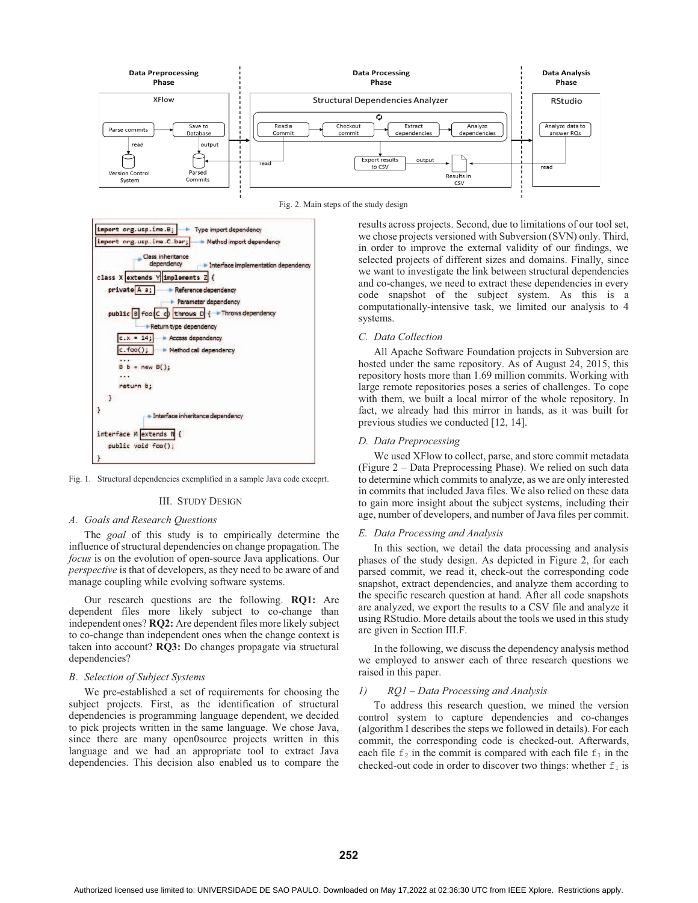Fig. 2. Main steps of the study design

Fig. 1. Structural dependencies exemplified in a sample Java code excerpt.

## III. Study Design

### A. Goals and Research Questions

The *goal* of this study is to empirically determine the influence of structural dependencies on change propagation. The *focus* is on the evolution of open-source Java applications. Our *perspective* is that of developers, as they need to be aware of and manage coupling while evolving software systems.

Our research questions are the following. **RQ1:** Are dependent files more likely subject to co-change than independent ones? **RQ2:** Are dependent files more likely subject to co-change than independent ones when the change context is taken into account? **RQ3:** Do changes propagate via structural dependencies?

### B. Selection of Subject Systems

We pre-established a set of requirements for choosing the subject projects. First, as the identification of structural dependencies is programming language dependent, we decided to pick projects written in the same language. We chose Java, since there are many open0source projects written in this language and we had an appropriate tool to extract Java dependencies. This decision also enabled us to compare the results across projects. Second, due to limitations of our tool set, we chose projects versioned with Subversion (SVN) only. Third, in order to improve the external validity of our findings, we selected projects of different sizes and domains. Finally, since we want to investigate the link between structural dependencies and co-changes, we need to extract these dependencies in every code snapshot of the subject system. As this is a computationally-intensive task, we limited our analysis to 4 systems.

### C. Data Collection

All Apache Software Foundation projects in Subversion are hosted under the same repository. As of August 24, 2015, this repository hosts more than 1.69 million commits. Working with large remote repositories poses a series of challenges. To cope with them, we built a local mirror of the whole repository. In fact, we already had this mirror in hands, as it was built for previous studies we conducted [12, 14].

### D. Data Preprocessing

We used XFlow to collect, parse, and store commit metadata (Figure 2 – Data Preprocessing Phase). We relied on such data to determine which commits to analyze, as we are only interested in commits that included Java files. We also relied on these data to gain more insight about the subject systems, including their age, number of developers, and number of Java files per commit.

### E. Data Processing and Analysis

In this section, we detail the data processing and analysis phases of the study design. As depicted in Figure 2, for each parsed commit, we read it, check-out the corresponding code snapshot, extract dependencies, and analyze them according to the specific research question at hand. After all code snapshots are analyzed, we export the results to a CSV file and analyze it using RStudio. More details about the tools we used in this study are given in Section III.F.

In the following, we discuss the dependency analysis method we employed to answer each of three research questions we raised in this paper.

#### 1) RQ1 – Data Processing and Analysis

To address this research question, we mined the version control system to capture dependencies and co-changes (algorithm I describes the steps we followed in details). For each commit, the corresponding code is checked-out. Afterwards, each file $f_2$ in the commit is compared with each file $f_1$ in the checked-out code in order to discover two things: whether $f_1$ is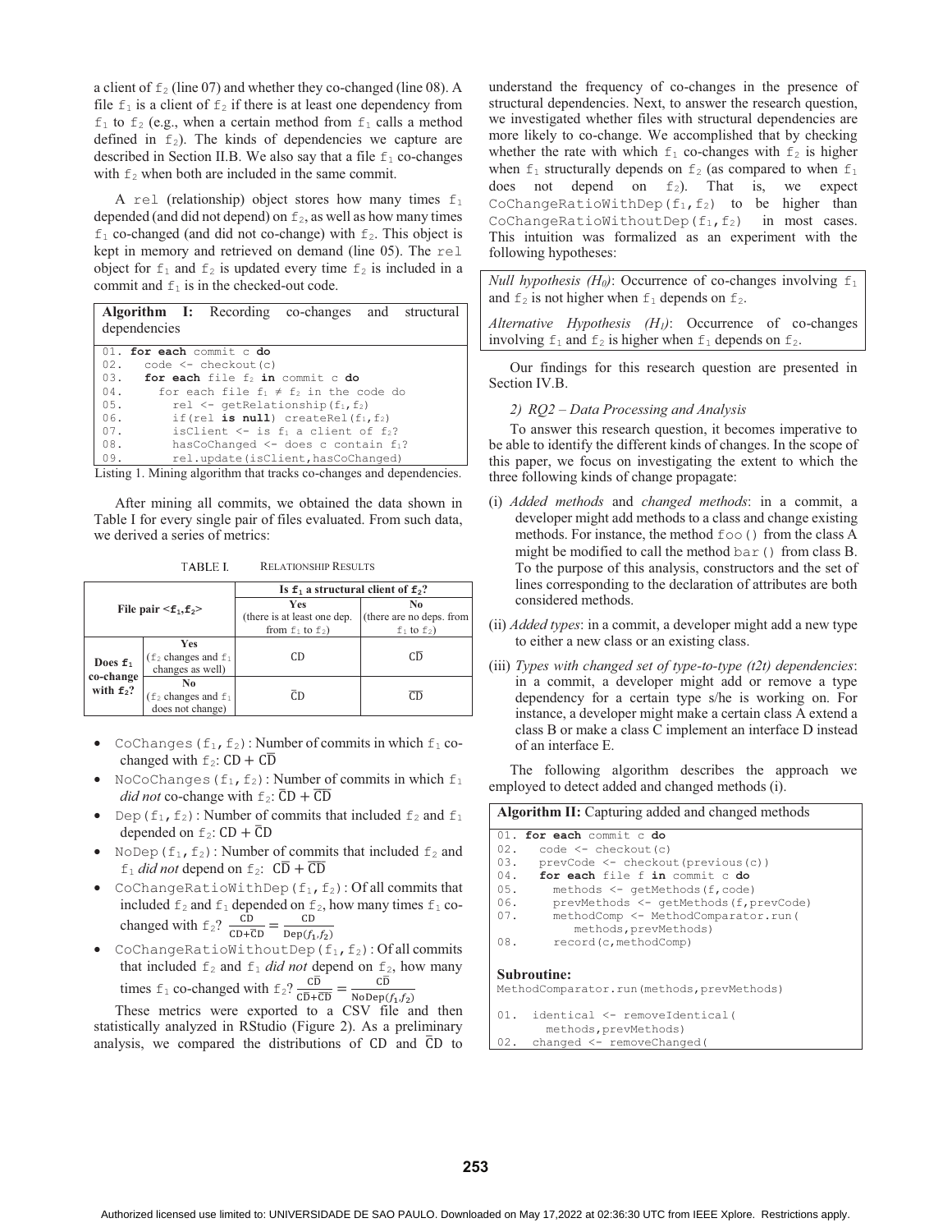a client of $f_2$ (line 07) and whether they co-changed (line 08). A file $f_1$ is a client of $f_2$ if there is at least one dependency from $f_1$ to $f_2$ (e.g., when a certain method from $f_1$ calls a method defined in $f_2$). The kinds of dependencies we capture are described in Section II.B. We also say that a file $f_1$ co-changes with $f_2$ when both are included in the same commit.

A rel (relationship) object stores how many times $f_1$ depended (and did not depend) on $f_2$, as well as how many times $f_1$ co-changed (and did not co-change) with $f_2$. This object is kept in memory and retrieved on demand (line 05). The rel object for $f_1$ and $f_2$ is updated every time $f_2$ is included in a commit and $f_1$ is in the checked-out code.

**Algorithm I:** Recording co-changes and structural dependencies

```
01. for each commit c do
02.   code <- checkout(c)
03.   for each file f2 in commit c do
04.     for each file f1 ≠ f2 in the code do
05.       rel <- getRelationship(f1,f2)
06.       if(rel is null) createRel(f1,f2)
07.       isClient <- is f1 a client of f2?
08.       hasCoChanged <- does c contain f1?
09.       rel.update(isClient,hasCoChanged)
```

Listing 1. Mining algorithm that tracks co-changes and dependencies.

After mining all commits, we obtained the data shown in Table I for every single pair of files evaluated. From such data, we derived a series of metrics:

TABLE I. RELATIONSHIP RESULTS

| File pair $<f_1,f_2>$ | | Is $f_1$ a structural client of $f_2$? | |
|---|---|---|---|
| | | **Yes** (there is at least one dep. from $f_1$ to $f_2$) | **No** (there are no deps. from $f_1$ to $f_2$) |
| **Does $f_1$ co-change with $f_2$?** | **Yes** ($f_2$ changes and $f_1$ changes as well) | $\mathrm{CD}$ | $\mathrm{C\overline{D}}$ |
| | **No** ($f_2$ changes and $f_1$ does not change) | $\mathrm{\overline{C}D}$ | $\mathrm{\overline{CD}}$ |

- CoChanges($f_1$, $f_2$): Number of commits in which $f_1$ co-changed with $f_2$: $\mathrm{CD} + \mathrm{C\overline{D}}$
- NoCoChanges($f_1$, $f_2$): Number of commits in which $f_1$ *did not* co-change with $f_2$: $\mathrm{\overline{C}D} + \mathrm{\overline{CD}}$
- Dep($f_1$, $f_2$): Number of commits that included $f_2$ and $f_1$ depended on $f_2$: $\mathrm{CD} + \mathrm{\overline{C}D}$
- NoDep($f_1$, $f_2$): Number of commits that included $f_2$ and $f_1$ *did not* depend on $f_2$: $\mathrm{C\overline{D}} + \mathrm{\overline{CD}}$
- CoChangeRatioWithDep($f_1$, $f_2$): Of all commits that included $f_2$ and $f_1$ depended on $f_2$, how many times $f_1$ co-changed with $f_2$? $\frac{\mathrm{CD}}{\mathrm{CD}+\mathrm{\overline{C}D}} = \frac{\mathrm{CD}}{\mathrm{Dep}(f_1,f_2)}$
- CoChangeRatioWithoutDep($f_1$, $f_2$): Of all commits that included $f_2$ and $f_1$ *did not* depend on $f_2$, how many times $f_1$ co-changed with $f_2$? $\frac{\mathrm{C\overline{D}}}{\mathrm{C\overline{D}}+\mathrm{\overline{CD}}} = \frac{\mathrm{C\overline{D}}}{\mathrm{NoDep}(f_1,f_2)}$

These metrics were exported to a CSV file and then statistically analyzed in RStudio (Figure 2). As a preliminary analysis, we compared the distributions of $\mathrm{CD}$ and $\mathrm{\overline{C}D}$ to understand the frequency of co-changes in the presence of structural dependencies. Next, to answer the research question, we investigated whether files with structural dependencies are more likely to co-change. We accomplished that by checking whether the rate with which $f_1$ co-changes with $f_2$ is higher when $f_1$ structurally depends on $f_2$ (as compared to when $f_1$ does not depend on $f_2$). That is, we expect CoChangeRatioWithDep($f_1$, $f_2$) to be higher than CoChangeRatioWithoutDep($f_1$, $f_2$) in most cases. This intuition was formalized as an experiment with the following hypotheses:

*Null hypothesis ($H_0$)*: Occurrence of co-changes involving $f_1$ and $f_2$ is not higher when $f_1$ depends on $f_2$.

*Alternative Hypothesis ($H_1$)*: Occurrence of co-changes involving $f_1$ and $f_2$ is higher when $f_1$ depends on $f_2$.

Our findings for this research question are presented in Section IV.B.

*2) RQ2 – Data Processing and Analysis*

To answer this research question, it becomes imperative to be able to identify the different kinds of changes. In the scope of this paper, we focus on investigating the extent to which the three following kinds of change propagate:

(i) *Added methods* and *changed methods*: in a commit, a developer might add methods to a class and change existing methods. For instance, the method foo() from the class A might be modified to call the method bar() from class B. To the purpose of this analysis, constructors and the set of lines corresponding to the declaration of attributes are both considered methods.

(ii) *Added types*: in a commit, a developer might add a new type to either a new class or an existing class.

(iii) *Types with changed set of type-to-type (t2t) dependencies*: in a commit, a developer might add or remove a type dependency for a certain type s/he is working on. For instance, a developer might make a certain class A extend a class B or make a class C implement an interface D instead of an interface E.

The following algorithm describes the approach we employed to detect added and changed methods (i).

**Algorithm II:** Capturing added and changed methods

```
01. for each commit c do
02.   code <- checkout(c)
03.   prevCode <- checkout(previous(c))
04.   for each file f in commit c do
05.     methods <- getMethods(f,code)
06.     prevMethods <- getMethods(f,prevCode)
07.     methodComp <- MethodComparator.run(
            methods,prevMethods)
08.     record(c,methodComp)
```

**Subroutine:**
MethodComparator.run(methods,prevMethods)

```
01.  identical <- removeIdentical(
        methods,prevMethods)
02.  changed <- removeChanged(
```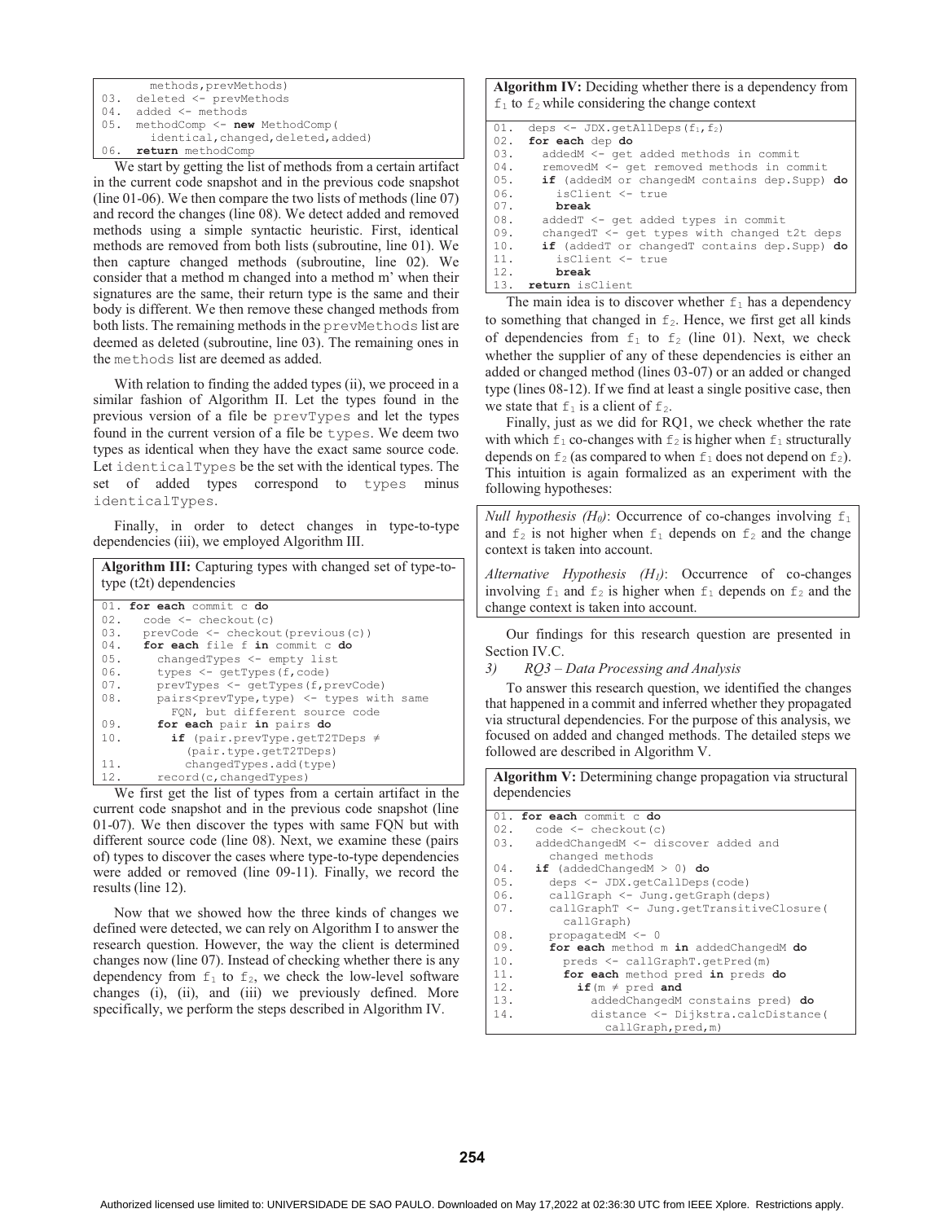```
        methods,prevMethods)
03.  deleted <- prevMethods
04.  added <- methods
05.  methodComp <- new MethodComp(
        identical,changed,deleted,added)
06.  return methodComp
```

We start by getting the list of methods from a certain artifact in the current code snapshot and in the previous code snapshot (line 01-06). We then compare the two lists of methods (line 07) and record the changes (line 08). We detect added and removed methods using a simple syntactic heuristic. First, identical methods are removed from both lists (subroutine, line 01). We then capture changed methods (subroutine, line 02). We consider that a method m changed into a method m' when their signatures are the same, their return type is the same and their body is different. We then remove these changed methods from both lists. The remaining methods in the `prevMethods` list are deemed as deleted (subroutine, line 03). The remaining ones in the `methods` list are deemed as added.

With relation to finding the added types (ii), we proceed in a similar fashion of Algorithm II. Let the types found in the previous version of a file be `prevTypes` and let the types found in the current version of a file be `types`. We deem two types as identical when they have the exact same source code. Let `identicalTypes` be the set with the identical types. The set of added types correspond to `types` minus `identicalTypes`.

Finally, in order to detect changes in type-to-type dependencies (iii), we employed Algorithm III.

**Algorithm III:** Capturing types with changed set of type-to-type (t2t) dependencies

```
01. for each commit c do
02.   code <- checkout(c)
03.   prevCode <- checkout(previous(c))
04.   for each file f in commit c do
05.     changedTypes <- empty list
06.     types <- getTypes(f,code)
07.     prevTypes <- getTypes(f,prevCode)
08.     pairs<prevType,type> <- types with same
          FQN, but different source code
09.     for each pair in pairs do
10.       if (pair.prevType.getT2TDeps ≠
            (pair.type.getT2TDeps)
11.         changedTypes.add(type)
12.     record(c,changedTypes)
```

We first get the list of types from a certain artifact in the current code snapshot and in the previous code snapshot (line 01-07). We then discover the types with same FQN but with different source code (line 08). Next, we examine these (pairs of) types to discover the cases where type-to-type dependencies were added or removed (line 09-11). Finally, we record the results (line 12).

Now that we showed how the three kinds of changes we defined were detected, we can rely on Algorithm I to answer the research question. However, the way the client is determined changes now (line 07). Instead of checking whether there is any dependency from $f_1$ to $f_2$, we check the low-level software changes (i), (ii), and (iii) we previously defined. More specifically, we perform the steps described in Algorithm IV.

**Algorithm IV:** Deciding whether there is a dependency from $f_1$ to $f_2$ while considering the change context

```
01.  deps <- JDX.getAllDeps(f1,f2)
02.  for each dep do
03.    addedM <- get added methods in commit
04.    removedM <- get removed methods in commit
05.    if (addedM or changedM contains dep.Supp) do
06.      isClient <- true
07.      break
08.    addedT <- get added types in commit
09.    changedT <- get types with changed t2t deps
10.    if (addedT or changedT contains dep.Supp) do
11.      isClient <- true
12.      break
13.  return isClient
```

The main idea is to discover whether $f_1$ has a dependency to something that changed in $f_2$. Hence, we first get all kinds of dependencies from $f_1$ to $f_2$ (line 01). Next, we check whether the supplier of any of these dependencies is either an added or changed method (lines 03-07) or an added or changed type (lines 08-12). If we find at least a single positive case, then we state that $f_1$ is a client of $f_2$.

Finally, just as we did for RQ1, we check whether the rate with which $f_1$ co-changes with $f_2$ is higher when $f_1$ structurally depends on $f_2$ (as compared to when $f_1$ does not depend on $f_2$). This intuition is again formalized as an experiment with the following hypotheses:

*Null hypothesis ($H_0$)*: Occurrence of co-changes involving $f_1$ and $f_2$ is not higher when $f_1$ depends on $f_2$ and the change context is taken into account.

*Alternative Hypothesis ($H_1$)*: Occurrence of co-changes involving $f_1$ and $f_2$ is higher when $f_1$ depends on $f_2$ and the change context is taken into account.

Our findings for this research question are presented in Section IV.C.

*3) RQ3 – Data Processing and Analysis*

To answer this research question, we identified the changes that happened in a commit and inferred whether they propagated via structural dependencies. For the purpose of this analysis, we focused on added and changed methods. The detailed steps we followed are described in Algorithm V.

**Algorithm V:** Determining change propagation via structural dependencies

```
01. for each commit c do
02.   code <- checkout(c)
03.   addedChangedM <- discover added and
        changed methods
04.   if (addedChangedM > 0) do
05.     deps <- JDX.getCallDeps(code)
06.     callGraph <- Jung.getGraph(deps)
07.     callGraphT <- Jung.getTransitiveClosure(
          callGraph)
08.     propagatedM <- 0
09.     for each method m in addedChangedM do
10.       preds <- callGraphT.getPred(m)
11.       for each method pred in preds do
12.         if(m ≠ pred and
13.           addedChangedM constains pred) do
14.           distance <- Dijkstra.calcDistance(
                callGraph,pred,m)
```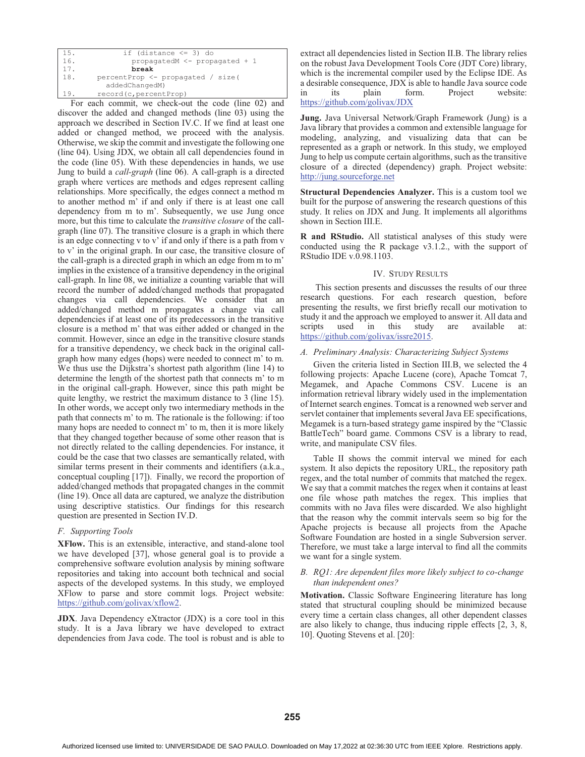```
15.         if (distance <= 3) do
16.           propagatedM <- propagated + 1
17.           break
18.     percentProp <- propagated / size(
          addedChangedM)
19.     record(c,percentProp)
```

For each commit, we check-out the code (line 02) and discover the added and changed methods (line 03) using the approach we described in Section IV.C. If we find at least one added or changed method, we proceed with the analysis. Otherwise, we skip the commit and investigate the following one (line 04). Using JDX, we obtain all call dependencies found in the code (line 05). With these dependencies in hands, we use Jung to build a *call-graph* (line 06). A call-graph is a directed graph where vertices are methods and edges represent calling relationships. More specifically, the edges connect a method m to another method m' if and only if there is at least one call dependency from m to m'. Subsequently, we use Jung once more, but this time to calculate the *transitive closure* of the call-graph (line 07). The transitive closure is a graph in which there is an edge connecting v to v' if and only if there is a path from v to v' in the original graph. In our case, the transitive closure of the call-graph is a directed graph in which an edge from m to m' implies in the existence of a transitive dependency in the original call-graph. In line 08, we initialize a counting variable that will record the number of added/changed methods that propagated changes via call dependencies. We consider that an added/changed method m propagates a change via call dependencies if at least one of its predecessors in the transitive closure is a method m' that was either added or changed in the commit. However, since an edge in the transitive closure stands for a transitive dependency, we check back in the original call-graph how many edges (hops) were needed to connect m' to m. We thus use the Dijkstra's shortest path algorithm (line 14) to determine the length of the shortest path that connects m' to m in the original call-graph. However, since this path might be quite lengthy, we restrict the maximum distance to 3 (line 15). In other words, we accept only two intermediary methods in the path that connects m' to m. The rationale is the following: if too many hops are needed to connect m' to m, then it is more likely that they changed together because of some other reason that is not directly related to the calling dependencies. For instance, it could be the case that two classes are semantically related, with similar terms present in their comments and identifiers (a.k.a., conceptual coupling [17]). Finally, we record the proportion of added/changed methods that propagated changes in the commit (line 19). Once all data are captured, we analyze the distribution using descriptive statistics. Our findings for this research question are presented in Section IV.D.

### *F. Supporting Tools*

**XFlow.** This is an extensible, interactive, and stand-alone tool we have developed [37], whose general goal is to provide a comprehensive software evolution analysis by mining software repositories and taking into account both technical and social aspects of the developed systems. In this study, we employed XFlow to parse and store commit logs. Project website: https://github.com/golivax/xflow2.

**JDX**. Java Dependency eXtractor (JDX) is a core tool in this study. It is a Java library we have developed to extract dependencies from Java code. The tool is robust and is able to extract all dependencies listed in Section II.B. The library relies on the robust Java Development Tools Core (JDT Core) library, which is the incremental compiler used by the Eclipse IDE. As a desirable consequence, JDX is able to handle Java source code in its plain form. Project website: https://github.com/golivax/JDX

**Jung.** Java Universal Network/Graph Framework (Jung) is a Java library that provides a common and extensible language for modeling, analyzing, and visualizing data that can be represented as a graph or network. In this study, we employed Jung to help us compute certain algorithms, such as the transitive closure of a directed (dependency) graph. Project website: http://jung.sourceforge.net

**Structural Dependencies Analyzer.** This is a custom tool we built for the purpose of answering the research questions of this study. It relies on JDX and Jung. It implements all algorithms shown in Section III.E.

**R and RStudio.** All statistical analyses of this study were conducted using the R package v3.1.2., with the support of RStudio IDE v.0.98.1103.

## IV. Study Results

This section presents and discusses the results of our three research questions. For each research question, before presenting the results, we first briefly recall our motivation to study it and the approach we employed to answer it. All data and scripts used in this study are available at: https://github.com/golivax/issre2015.

### *A. Preliminary Analysis: Characterizing Subject Systems*

Given the criteria listed in Section III.B, we selected the 4 following projects: Apache Lucene (core), Apache Tomcat 7, Megamek, and Apache Commons CSV. Lucene is an information retrieval library widely used in the implementation of Internet search engines. Tomcat is a renowned web server and servlet container that implements several Java EE specifications, Megamek is a turn-based strategy game inspired by the "Classic BattleTech" board game. Commons CSV is a library to read, write, and manipulate CSV files.

Table II shows the commit interval we mined for each system. It also depicts the repository URL, the repository path regex, and the total number of commits that matched the regex. We say that a commit matches the regex when it contains at least one file whose path matches the regex. This implies that commits with no Java files were discarded. We also highlight that the reason why the commit intervals seem so big for the Apache projects is because all projects from the Apache Software Foundation are hosted in a single Subversion server. Therefore, we must take a large interval to find all the commits we want for a single system.

### *B. RQ1: Are dependent files more likely subject to co-change than independent ones?*

**Motivation.** Classic Software Engineering literature has long stated that structural coupling should be minimized because every time a certain class changes, all other dependent classes are also likely to change, thus inducing ripple effects [2, 3, 8, 10]. Quoting Stevens et al. [20]: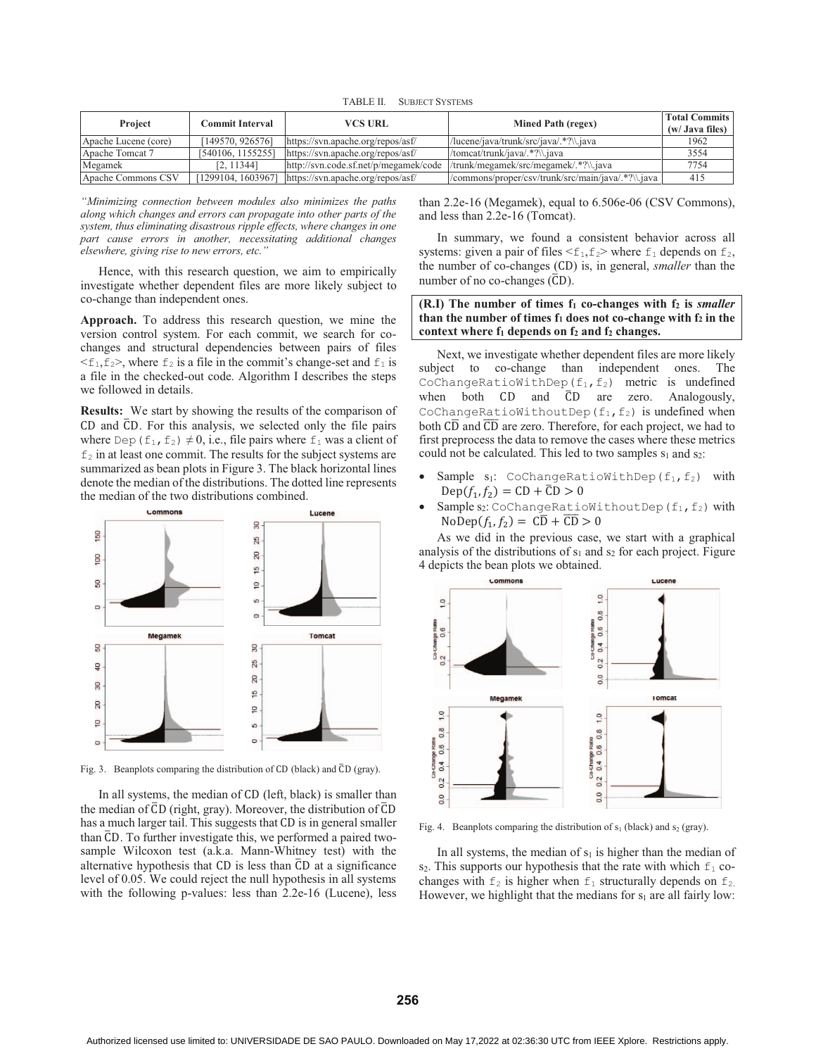TABLE II. SUBJECT SYSTEMS

| Project | Commit Interval | VCS URL | Mined Path (regex) | Total Commits (w/ Java files) |
|---|---|---|---|---|
| Apache Lucene (core) | [149570, 926576] | https://svn.apache.org/repos/asf/ | /lucene/java/trunk/src/java/.*?\\.java | 1962 |
| Apache Tomcat 7 | [540106, 1155255] | https://svn.apache.org/repos/asf/ | /tomcat/trunk/java/.*?\\.java | 3554 |
| Megamek | [2, 11344] | http://svn.code.sf.net/p/megamek/code | /trunk/megamek/src/megamek/.*?\\.java | 7754 |
| Apache Commons CSV | [1299104, 1603967] | https://svn.apache.org/repos/asf/ | /commons/proper/csv/trunk/src/main/java/.*?\\.java | 415 |

*"Minimizing connection between modules also minimizes the paths along which changes and errors can propagate into other parts of the system, thus eliminating disastrous ripple effects, where changes in one part cause errors in another, necessitating additional changes elsewhere, giving rise to new errors, etc."*

Hence, with this research question, we aim to empirically investigate whether dependent files are more likely subject to co-change than independent ones.

**Approach.** To address this research question, we mine the version control system. For each commit, we search for co-changes and structural dependencies between pairs of files $<f_1, f_2>$, where $f_2$ is a file in the commit's change-set and $f_1$ is a file in the checked-out code. Algorithm I describes the steps we followed in details.

**Results:** We start by showing the results of the comparison of CD and $\overline{\text{CD}}$. For this analysis, we selected only the file pairs where $\text{Dep}(f_1, f_2) \neq 0$, i.e., file pairs where $f_1$ was a client of $f_2$ in at least one commit. The results for the subject systems are summarized as bean plots in Figure 3. The black horizontal lines denote the median of the distributions. The dotted line represents the median of the two distributions combined.

Fig. 3. Beanplots comparing the distribution of CD (black) and $\overline{\text{CD}}$ (gray).

In all systems, the median of CD (left, black) is smaller than the median of $\overline{\text{CD}}$ (right, gray). Moreover, the distribution of $\overline{\text{CD}}$ has a much larger tail. This suggests that CD is in general smaller than $\overline{\text{CD}}$. To further investigate this, we performed a paired two-sample Wilcoxon test (a.k.a. Mann-Whitney test) with the alternative hypothesis that CD is less than $\overline{\text{CD}}$ at a significance level of 0.05. We could reject the null hypothesis in all systems with the following p-values: less than 2.2e-16 (Lucene), less than 2.2e-16 (Megamek), equal to 6.506e-06 (CSV Commons), and less than 2.2e-16 (Tomcat).

In summary, we found a consistent behavior across all systems: given a pair of files $<f_1, f_2>$ where $f_1$ depends on $f_2$, the number of co-changes (CD) is, in general, *smaller* than the number of no co-changes ($\overline{\text{CD}}$).

**(R.I) The number of times $f_1$ co-changes with $f_2$ is *smaller* than the number of times $f_1$ does not co-change with $f_2$ in the context where $f_1$ depends on $f_2$ and $f_2$ changes.**

Next, we investigate whether dependent files are more likely subject to co-change than independent ones. The $\text{CoChangeRatioWithDep}(f_1, f_2)$ metric is undefined when both CD and $\overline{\text{CD}}$ are zero. Analogously, $\text{CoChangeRatioWithoutDep}(f_1, f_2)$ is undefined when both $\text{C}\overline{\text{D}}$ and $\overline{\text{CD}}$ are zero. Therefore, for each project, we had to first preprocess the data to remove the cases where these metrics could not be calculated. This led to two samples $s_1$ and $s_2$:

- Sample $s_1$: $\text{CoChangeRatioWithDep}(f_1, f_2)$ with $\text{Dep}(f_1, f_2) = \text{CD} + \overline{\text{C}}\text{D} > 0$
- Sample $s_2$: $\text{CoChangeRatioWithoutDep}(f_1, f_2)$ with $\text{NoDep}(f_1, f_2) = \text{C}\overline{\text{D}} + \overline{\text{CD}} > 0$

As we did in the previous case, we start with a graphical analysis of the distributions of $s_1$ and $s_2$ for each project. Figure 4 depicts the bean plots we obtained.

Fig. 4. Beanplots comparing the distribution of $s_1$ (black) and $s_2$ (gray).

In all systems, the median of $s_1$ is higher than the median of $s_2$. This supports our hypothesis that the rate with which $f_1$ co-changes with $f_2$ is higher when $f_1$ structurally depends on $f_2$. However, we highlight that the medians for $s_1$ are all fairly low: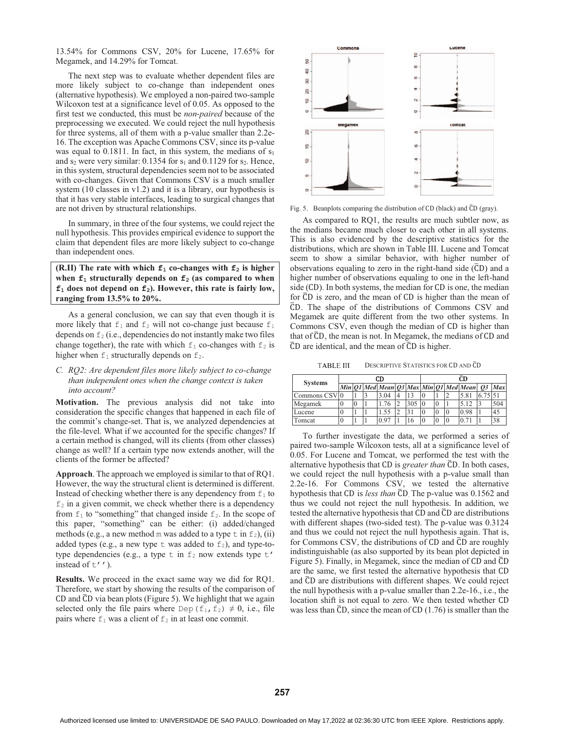13.54% for Commons CSV, 20% for Lucene, 17.65% for Megamek, and 14.29% for Tomcat.

The next step was to evaluate whether dependent files are more likely subject to co-change than independent ones (alternative hypothesis). We employed a non-paired two-sample Wilcoxon test at a significance level of 0.05. As opposed to the first test we conducted, this must be *non-paired* because of the preprocessing we executed. We could reject the null hypothesis for three systems, all of them with a p-value smaller than 2.2e-16. The exception was Apache Commons CSV, since its p-value was equal to 0.1811. In fact, in this system, the medians of $s_1$ and $s_2$ were very similar: 0.1354 for $s_1$ and 0.1129 for $s_2$. Hence, in this system, structural dependencies seem not to be associated with co-changes. Given that Commons CSV is a much smaller system (10 classes in v1.2) and it is a library, our hypothesis is that it has very stable interfaces, leading to surgical changes that are not driven by structural relationships.

In summary, in three of the four systems, we could reject the null hypothesis. This provides empirical evidence to support the claim that dependent files are more likely subject to co-change than independent ones.

**(R.II) The rate with which $f_1$ co-changes with $f_2$ is higher when $f_1$ structurally depends on $f_2$ (as compared to when $f_1$ does not depend on $f_2$). However, this rate is fairly low, ranging from 13.5% to 20%.**

As a general conclusion, we can say that even though it is more likely that $f_1$ and $f_2$ will not co-change just because $f_1$ depends on $f_2$ (i.e., dependencies do not instantly make two files change together), the rate with which $f_1$ co-changes with $f_2$ is higher when $f_1$ structurally depends on $f_2$.

### C. RQ2: Are dependent files more likely subject to co-change than independent ones when the change context is taken into account?

**Motivation.** The previous analysis did not take into consideration the specific changes that happened in each file of the commit's change-set. That is, we analyzed dependencies at the file-level. What if we accounted for the specific changes? If a certain method is changed, will its clients (from other classes) change as well? If a certain type now extends another, will the clients of the former be affected?

**Approach**. The approach we employed is similar to that of RQ1. However, the way the structural client is determined is different. Instead of checking whether there is any dependency from $f_1$ to $f_2$ in a given commit, we check whether there is a dependency from $f_1$ to "something" that changed inside $f_2$. In the scope of this paper, "something" can be either: (i) added/changed methods (e.g., a new method `m` was added to a type `t` in $f_2$), (ii) added types (e.g., a new type `t` was added to $f_2$), and type-to-type dependencies (e.g., a type `t` in $f_2$ now extends type `t'` instead of `t''`).

**Results.** We proceed in the exact same way we did for RQ1. Therefore, we start by showing the results of the comparison of $\mathrm{CD}$ and $\overline{\mathrm{CD}}$ via bean plots (Figure 5). We highlight that we again selected only the file pairs where $\mathrm{Dep}(f_1, f_2) \neq 0$, i.e., file pairs where $f_1$ was a client of $f_2$ in at least one commit.

Fig. 5. Beanplots comparing the distribution of $\mathrm{CD}$ (black) and $\overline{\mathrm{CD}}$ (gray).

As compared to RQ1, the results are much subtler now, as the medians became much closer to each other in all systems. This is also evidenced by the descriptive statistics for the distributions, which are shown in Table III. Lucene and Tomcat seem to show a similar behavior, with higher number of observations equaling to zero in the right-hand side ($\overline{\mathrm{CD}}$) and a higher number of observations equaling to one in the left-hand side ($\mathrm{CD}$). In both systems, the median for $\mathrm{CD}$ is one, the median for $\overline{\mathrm{CD}}$ is zero, and the mean of $\mathrm{CD}$ is higher than the mean of $\overline{\mathrm{CD}}$. The shape of the distributions of Commons CSV and Megamek are quite different from the two other systems. In Commons CSV, even though the median of $\mathrm{CD}$ is higher than that of $\overline{\mathrm{CD}}$, the mean is not. In Megamek, the medians of $\mathrm{CD}$ and $\overline{\mathrm{CD}}$ are identical, and the mean of $\overline{\mathrm{CD}}$ is higher.

TABLE III. DESCRIPTIVE STATISTICS FOR $\mathrm{CD}$ AND $\overline{\mathrm{CD}}$

| Systems | $\mathrm{CD}$ | | | | | | $\overline{\mathrm{CD}}$ | | | | | |
|---|---|---|---|---|---|---|---|---|---|---|---|---|
| | *Min* | *Q1* | *Med* | *Mean* | *Q3* | *Max* | *Min* | *Q1* | *Med* | *Mean* | *Q3* | *Max* |
| Commons CSV | 0 | 1 | 3 | 3.04 | 4 | 13 | 0 | 1 | 2 | 5.81 | 6.75 | 51 |
| Megamek | 0 | 0 | 1 | 1.76 | 2 | 305 | 0 | 0 | 1 | 5.12 | 3 | 504 |
| Lucene | 0 | 1 | 1 | 1.55 | 2 | 31 | 0 | 0 | 0 | 0.98 | 1 | 45 |
| Tomcat | 0 | 1 | 1 | 0.97 | 1 | 16 | 0 | 0 | 0 | 0.71 | 1 | 38 |

To further investigate the data, we performed a series of paired two-sample Wilcoxon tests, all at a significance level of 0.05. For Lucene and Tomcat, we performed the test with the alternative hypothesis that $\mathrm{CD}$ is *greater than* $\overline{\mathrm{CD}}$. In both cases, we could reject the null hypothesis with a p-value small than 2.2e-16. For Commons CSV, we tested the alternative hypothesis that $\mathrm{CD}$ is *less than* $\overline{\mathrm{CD}}$. The p-value was 0.1562 and thus we could not reject the null hypothesis. In addition, we tested the alternative hypothesis that $\mathrm{CD}$ and $\overline{\mathrm{CD}}$ are distributions with different shapes (two-sided test). The p-value was 0.3124 and thus we could not reject the null hypothesis again. That is, for Commons CSV, the distributions of $\mathrm{CD}$ and $\overline{\mathrm{CD}}$ are roughly indistinguishable (as also supported by its bean plot depicted in Figure 5). Finally, in Megamek, since the median of $\mathrm{CD}$ and $\overline{\mathrm{CD}}$ are the same, we first tested the alternative hypothesis that $\mathrm{CD}$ and $\overline{\mathrm{CD}}$ are distributions with different shapes. We could reject the null hypothesis with a p-value smaller than 2.2e-16., i.e., the location shift is not equal to zero. We then tested whether $\mathrm{CD}$ was less than $\overline{\mathrm{CD}}$, since the mean of $\mathrm{CD}$ (1.76) is smaller than the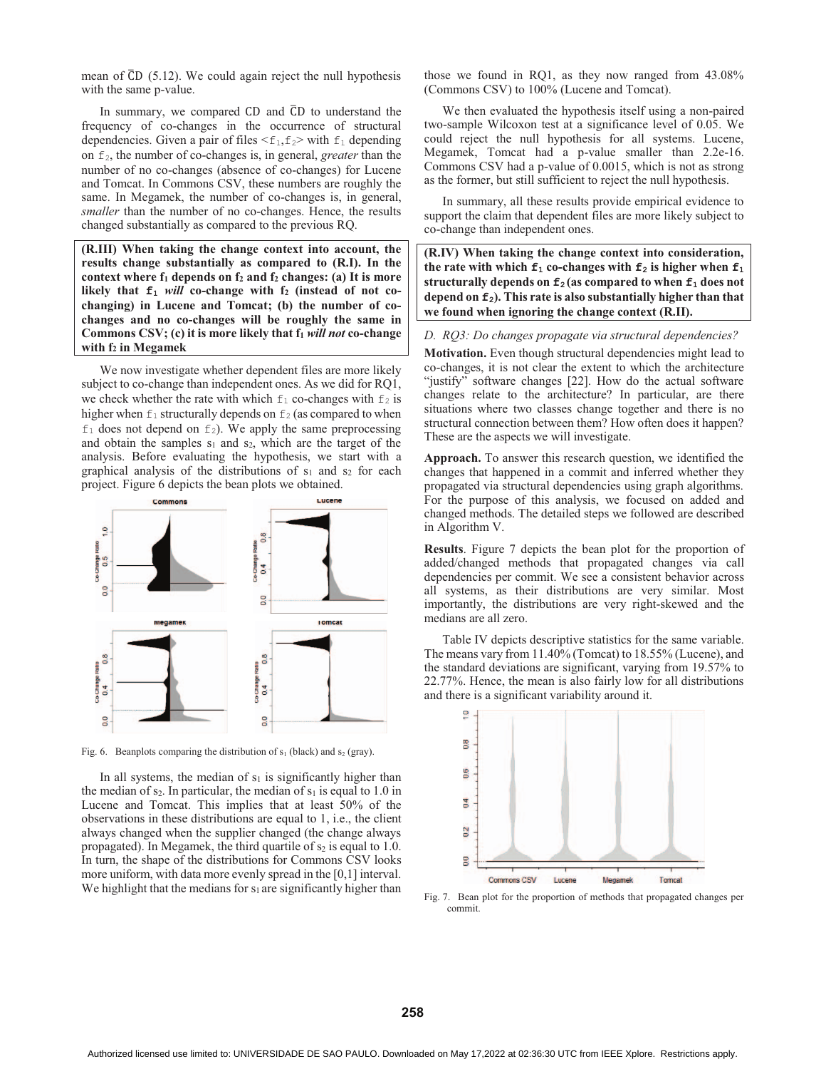mean of $\overline{\text{CD}}$ (5.12). We could again reject the null hypothesis with the same p-value.

In summary, we compared CD and $\overline{\text{CD}}$ to understand the frequency of co-changes in the occurrence of structural dependencies. Given a pair of files <$f_1$,$f_2$> with $f_1$ depending on $f_2$, the number of co-changes is, in general, *greater* than the number of no co-changes (absence of co-changes) for Lucene and Tomcat. In Commons CSV, these numbers are roughly the same. In Megamek, the number of co-changes is, in general, *smaller* than the number of no co-changes. Hence, the results changed substantially as compared to the previous RQ.

> **(R.III) When taking the change context into account, the results change substantially as compared to (R.I). In the context where $f_1$ depends on $f_2$ and $f_2$ changes: (a) It is more likely that $f_1$ *will* co-change with $f_2$ (instead of not co-changing) in Lucene and Tomcat; (b) the number of co-changes and no co-changes will be roughly the same in Commons CSV; (c) it is more likely that $f_1$ *will not* co-change with $f_2$ in Megamek**

We now investigate whether dependent files are more likely subject to co-change than independent ones. As we did for RQ1, we check whether the rate with which $f_1$ co-changes with $f_2$ is higher when $f_1$ structurally depends on $f_2$ (as compared to when $f_1$ does not depend on $f_2$). We apply the same preprocessing and obtain the samples $s_1$ and $s_2$, which are the target of the analysis. Before evaluating the hypothesis, we start with a graphical analysis of the distributions of $s_1$ and $s_2$ for each project. Figure 6 depicts the bean plots we obtained.

Fig. 6. Beanplots comparing the distribution of $s_1$ (black) and $s_2$ (gray).

In all systems, the median of $s_1$ is significantly higher than the median of $s_2$. In particular, the median of $s_1$ is equal to 1.0 in Lucene and Tomcat. This implies that at least 50% of the observations in these distributions are equal to 1, i.e., the client always changed when the supplier changed (the change always propagated). In Megamek, the third quartile of $s_2$ is equal to 1.0. In turn, the shape of the distributions for Commons CSV looks more uniform, with data more evenly spread in the [0,1] interval. We highlight that the medians for $s_1$ are significantly higher than those we found in RQ1, as they now ranged from 43.08% (Commons CSV) to 100% (Lucene and Tomcat).

We then evaluated the hypothesis itself using a non-paired two-sample Wilcoxon test at a significance level of 0.05. We could reject the null hypothesis for all systems. Lucene, Megamek, Tomcat had a p-value smaller than 2.2e-16. Commons CSV had a p-value of 0.0015, which is not as strong as the former, but still sufficient to reject the null hypothesis.

In summary, all these results provide empirical evidence to support the claim that dependent files are more likely subject to co-change than independent ones.

> **(R.IV) When taking the change context into consideration, the rate with which $f_1$ co-changes with $f_2$ is higher when $f_1$ structurally depends on $f_2$ (as compared to when $f_1$ does not depend on $f_2$). This rate is also substantially higher than that we found when ignoring the change context (R.II).**

### D. RQ3: Do changes propagate via structural dependencies?

**Motivation.** Even though structural dependencies might lead to co-changes, it is not clear the extent to which the architecture "justify" software changes [22]. How do the actual software changes relate to the architecture? In particular, are there situations where two classes change together and there is no structural connection between them? How often does it happen? These are the aspects we will investigate.

**Approach.** To answer this research question, we identified the changes that happened in a commit and inferred whether they propagated via structural dependencies using graph algorithms. For the purpose of this analysis, we focused on added and changed methods. The detailed steps we followed are described in Algorithm V.

**Results**. Figure 7 depicts the bean plot for the proportion of added/changed methods that propagated changes via call dependencies per commit. We see a consistent behavior across all systems, as their distributions are very similar. Most importantly, the distributions are very right-skewed and the medians are all zero.

Table IV depicts descriptive statistics for the same variable. The means vary from 11.40% (Tomcat) to 18.55% (Lucene), and the standard deviations are significant, varying from 19.57% to 22.77%. Hence, the mean is also fairly low for all distributions and there is a significant variability around it.

Fig. 7. Bean plot for the proportion of methods that propagated changes per commit.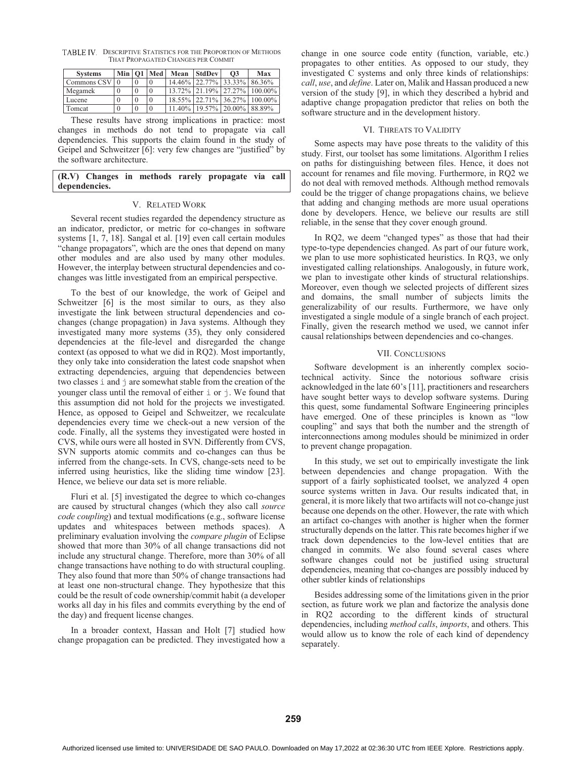TABLE IV. DESCRIPTIVE STATISTICS FOR THE PROPORTION OF METHODS THAT PROPAGATED CHANGES PER COMMIT

| Systems | Min | Q1 | Med | Mean | StdDev | Q3 | Max |
|---|---|---|---|---|---|---|---|
| Commons CSV | 0 | 0 | 0 | 14.46% | 22.77% | 33.33% | 86.36% |
| Megamek | 0 | 0 | 0 | 13.72% | 21.19% | 27.27% | 100.00% |
| Lucene | 0 | 0 | 0 | 18.55% | 22.71% | 36.27% | 100.00% |
| Tomcat | 0 | 0 | 0 | 11.40% | 19.57% | 20.00% | 88.89% |

These results have strong implications in practice: most changes in methods do not tend to propagate via call dependencies. This supports the claim found in the study of Geipel and Schweitzer [6]: very few changes are "justified" by the software architecture.

**(R.V) Changes in methods rarely propagate via call dependencies.**

## V. RELATED WORK

Several recent studies regarded the dependency structure as an indicator, predictor, or metric for co-changes in software systems [1, 7, 18]. Sangal et al. [19] even call certain modules "change propagators", which are the ones that depend on many other modules and are also used by many other modules. However, the interplay between structural dependencies and co-changes was little investigated from an empirical perspective.

To the best of our knowledge, the work of Geipel and Schweitzer [6] is the most similar to ours, as they also investigate the link between structural dependencies and co-changes (change propagation) in Java systems. Although they investigated many more systems (35), they only considered dependencies at the file-level and disregarded the change context (as opposed to what we did in RQ2). Most importantly, they only take into consideration the latest code snapshot when extracting dependencies, arguing that dependencies between two classes i and j are somewhat stable from the creation of the younger class until the removal of either i or j. We found that this assumption did not hold for the projects we investigated. Hence, as opposed to Geipel and Schweitzer, we recalculate dependencies every time we check-out a new version of the code. Finally, all the systems they investigated were hosted in CVS, while ours were all hosted in SVN. Differently from CVS, SVN supports atomic commits and co-changes can thus be inferred from the change-sets. In CVS, change-sets need to be inferred using heuristics, like the sliding time window [23]. Hence, we believe our data set is more reliable.

Fluri et al. [5] investigated the degree to which co-changes are caused by structural changes (which they also call *source code coupling*) and textual modifications (e.g., software license updates and whitespaces between methods spaces). A preliminary evaluation involving the *compare plugin* of Eclipse showed that more than 30% of all change transactions did not include any structural change. Therefore, more than 30% of all change transactions have nothing to do with structural coupling. They also found that more than 50% of change transactions had at least one non-structural change. They hypothesize that this could be the result of code ownership/commit habit (a developer works all day in his files and commits everything by the end of the day) and frequent license changes.

In a broader context, Hassan and Holt [7] studied how change propagation can be predicted. They investigated how a change in one source code entity (function, variable, etc.) propagates to other entities. As opposed to our study, they investigated C systems and only three kinds of relationships: *call*, *use*, and *define*. Later on, Malik and Hassan produced a new version of the study [9], in which they described a hybrid and adaptive change propagation predictor that relies on both the software structure and in the development history.

## VI. THREATS TO VALIDITY

Some aspects may have pose threats to the validity of this study. First, our toolset has some limitations. Algorithm I relies on paths for distinguishing between files. Hence, it does not account for renames and file moving. Furthermore, in RQ2 we do not deal with removed methods. Although method removals could be the trigger of change propagations chains, we believe that adding and changing methods are more usual operations done by developers. Hence, we believe our results are still reliable, in the sense that they cover enough ground.

In RQ2, we deem "changed types" as those that had their type-to-type dependencies changed. As part of our future work, we plan to use more sophisticated heuristics. In RQ3, we only investigated calling relationships. Analogously, in future work, we plan to investigate other kinds of structural relationships. Moreover, even though we selected projects of different sizes and domains, the small number of subjects limits the generalizability of our results. Furthermore, we have only investigated a single module of a single branch of each project. Finally, given the research method we used, we cannot infer causal relationships between dependencies and co-changes.

## VII. CONCLUSIONS

Software development is an inherently complex socio-technical activity. Since the notorious software crisis acknowledged in the late 60's [11], practitioners and researchers have sought better ways to develop software systems. During this quest, some fundamental Software Engineering principles have emerged. One of these principles is known as "low coupling" and says that both the number and the strength of interconnections among modules should be minimized in order to prevent change propagation.

In this study, we set out to empirically investigate the link between dependencies and change propagation. With the support of a fairly sophisticated toolset, we analyzed 4 open source systems written in Java. Our results indicated that, in general, it is more likely that two artifacts will not co-change just because one depends on the other. However, the rate with which an artifact co-changes with another is higher when the former structurally depends on the latter. This rate becomes higher if we track down dependencies to the low-level entities that are changed in commits. We also found several cases where software changes could not be justified using structural dependencies, meaning that co-changes are possibly induced by other subtler kinds of relationships

Besides addressing some of the limitations given in the prior section, as future work we plan and factorize the analysis done in RQ2 according to the different kinds of structural dependencies, including *method calls*, *imports*, and others. This would allow us to know the role of each kind of dependency separately.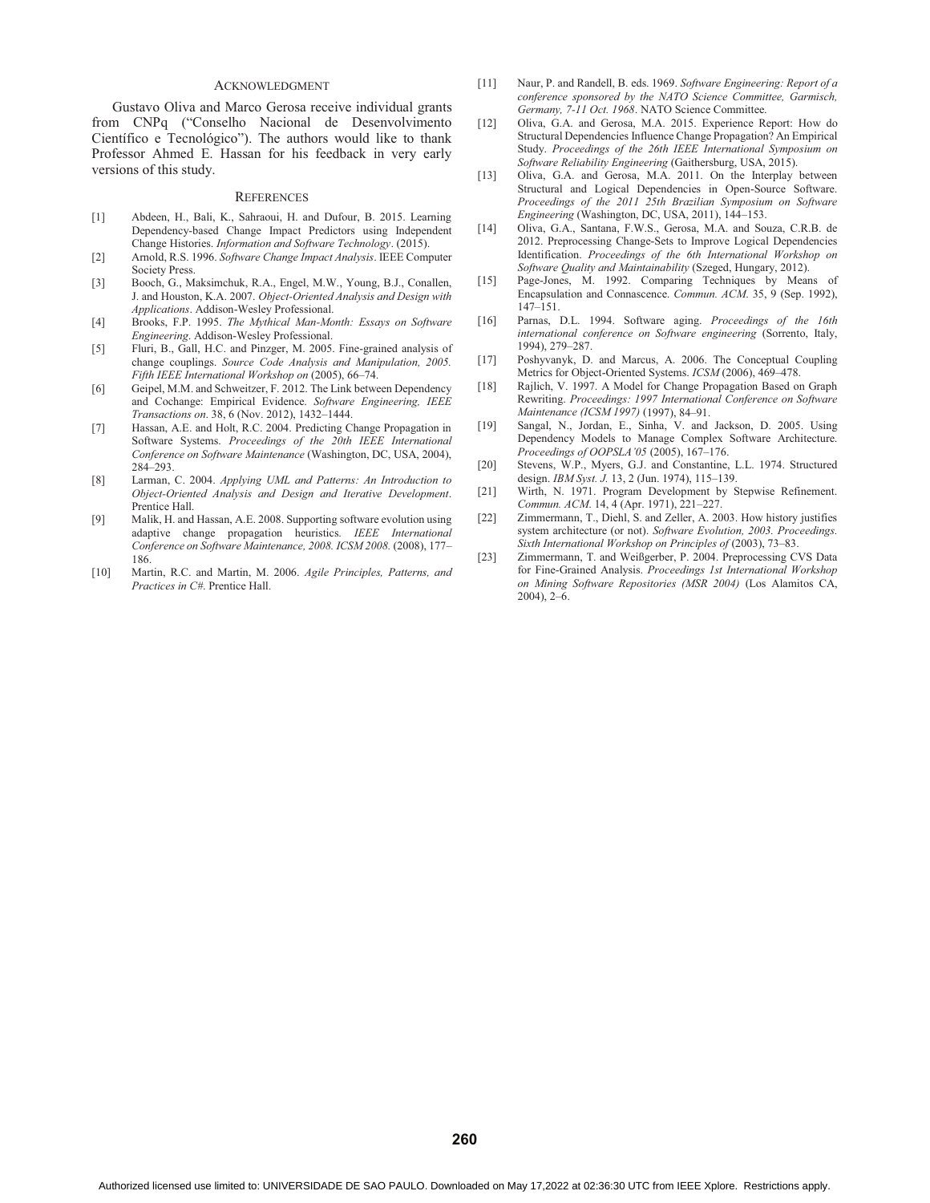## ACKNOWLEDGMENT

Gustavo Oliva and Marco Gerosa receive individual grants from CNPq ("Conselho Nacional de Desenvolvimento Científico e Tecnológico"). The authors would like to thank Professor Ahmed E. Hassan for his feedback in very early versions of this study.

## REFERENCES

[1] Abdeen, H., Bali, K., Sahraoui, H. and Dufour, B. 2015. Learning Dependency-based Change Impact Predictors using Independent Change Histories. *Information and Software Technology*. (2015).

[2] Arnold, R.S. 1996. *Software Change Impact Analysis*. IEEE Computer Society Press.

[3] Booch, G., Maksimchuk, R.A., Engel, M.W., Young, B.J., Conallen, J. and Houston, K.A. 2007. *Object-Oriented Analysis and Design with Applications*. Addison-Wesley Professional.

[4] Brooks, F.P. 1995. *The Mythical Man-Month: Essays on Software Engineering*. Addison-Wesley Professional.

[5] Fluri, B., Gall, H.C. and Pinzger, M. 2005. Fine-grained analysis of change couplings. *Source Code Analysis and Manipulation, 2005. Fifth IEEE International Workshop on* (2005), 66–74.

[6] Geipel, M.M. and Schweitzer, F. 2012. The Link between Dependency and Cochange: Empirical Evidence. *Software Engineering, IEEE Transactions on*. 38, 6 (Nov. 2012), 1432–1444.

[7] Hassan, A.E. and Holt, R.C. 2004. Predicting Change Propagation in Software Systems. *Proceedings of the 20th IEEE International Conference on Software Maintenance* (Washington, DC, USA, 2004), 284–293.

[8] Larman, C. 2004. *Applying UML and Patterns: An Introduction to Object-Oriented Analysis and Design and Iterative Development*. Prentice Hall.

[9] Malik, H. and Hassan, A.E. 2008. Supporting software evolution using adaptive change propagation heuristics. *IEEE International Conference on Software Maintenance, 2008. ICSM 2008.* (2008), 177–186.

[10] Martin, R.C. and Martin, M. 2006. *Agile Principles, Patterns, and Practices in C#*. Prentice Hall.

[11] Naur, P. and Randell, B. eds. 1969. *Software Engineering: Report of a conference sponsored by the NATO Science Committee, Garmisch, Germany, 7-11 Oct. 1968*. NATO Science Committee.

[12] Oliva, G.A. and Gerosa, M.A. 2015. Experience Report: How do Structural Dependencies Influence Change Propagation? An Empirical Study. *Proceedings of the 26th IEEE International Symposium on Software Reliability Engineering* (Gaithersburg, USA, 2015).

[13] Oliva, G.A. and Gerosa, M.A. 2011. On the Interplay between Structural and Logical Dependencies in Open-Source Software. *Proceedings of the 2011 25th Brazilian Symposium on Software Engineering* (Washington, DC, USA, 2011), 144–153.

[14] Oliva, G.A., Santana, F.W.S., Gerosa, M.A. and Souza, C.R.B. de 2012. Preprocessing Change-Sets to Improve Logical Dependencies Identification. *Proceedings of the 6th International Workshop on Software Quality and Maintainability* (Szeged, Hungary, 2012).

[15] Page-Jones, M. 1992. Comparing Techniques by Means of Encapsulation and Connascence. *Commun. ACM*. 35, 9 (Sep. 1992), 147–151.

[16] Parnas, D.L. 1994. Software aging. *Proceedings of the 16th international conference on Software engineering* (Sorrento, Italy, 1994), 279–287.

[17] Poshyvanyk, D. and Marcus, A. 2006. The Conceptual Coupling Metrics for Object-Oriented Systems. *ICSM* (2006), 469–478.

[18] Rajlich, V. 1997. A Model for Change Propagation Based on Graph Rewriting. *Proceedings: 1997 International Conference on Software Maintenance (ICSM 1997)* (1997), 84–91.

[19] Sangal, N., Jordan, E., Sinha, V. and Jackson, D. 2005. Using Dependency Models to Manage Complex Software Architecture. *Proceedings of OOPSLA'05* (2005), 167–176.

[20] Stevens, W.P., Myers, G.J. and Constantine, L.L. 1974. Structured design. *IBM Syst. J.* 13, 2 (Jun. 1974), 115–139.

[21] Wirth, N. 1971. Program Development by Stepwise Refinement. *Commun. ACM*. 14, 4 (Apr. 1971), 221–227.

[22] Zimmermann, T., Diehl, S. and Zeller, A. 2003. How history justifies system architecture (or not). *Software Evolution, 2003. Proceedings. Sixth International Workshop on Principles of* (2003), 73–83.

[23] Zimmermann, T. and Weißgerber, P. 2004. Preprocessing CVS Data for Fine-Grained Analysis. *Proceedings 1st International Workshop on Mining Software Repositories (MSR 2004)* (Los Alamitos CA, 2004), 2–6.